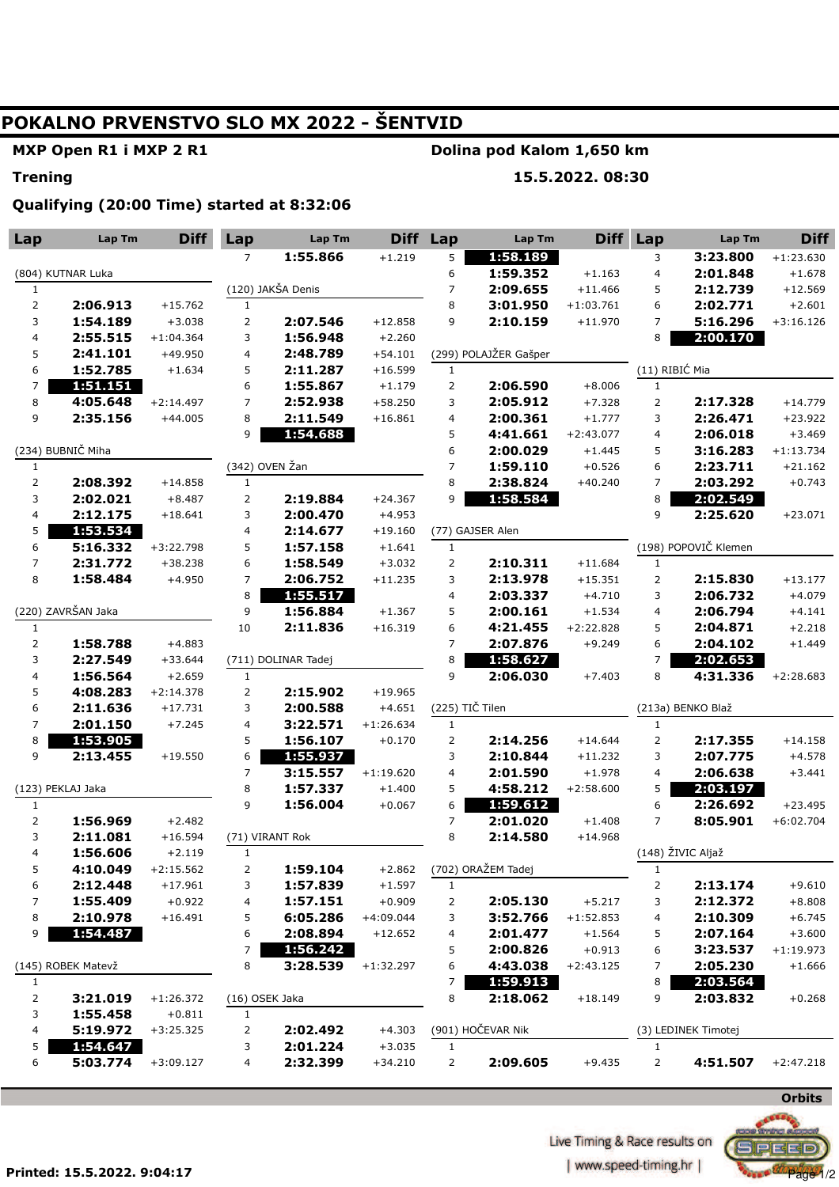# POKALNO PRVENSTVO SLO MX 2022 - ŠENTVID

**MXP Open R1 i MXP 2 R1** — **Dolina pod Kalom 1,650 km**

**Trening** — **15.5.2022. 08:30**

**Qualifying (20:00 Time) started at 8:32:06**

### (804) KUTNAR Luka

| Lap | Lap Tm | Diff |
|---|---|---|
| 1 | | |
| 2 | 2:06.913 | +15.762 |
| 3 | 1:54.189 | +3.038 |
| 4 | 2:55.515 | +1:04.364 |
| 5 | 2:41.101 | +49.950 |
| 6 | 1:52.785 | +1.634 |
| 7 | **1:51.151** | |
| 8 | 4:05.648 | +2:14.497 |
| 9 | 2:35.156 | +44.005 |

### (234) BUBNIČ Miha

| Lap | Lap Tm | Diff |
|---|---|---|
| 1 | | |
| 2 | 2:08.392 | +14.858 |
| 3 | 2:02.021 | +8.487 |
| 4 | 2:12.175 | +18.641 |
| 5 | **1:53.534** | |
| 6 | 5:16.332 | +3:22.798 |
| 7 | 2:31.772 | +38.238 |
| 8 | 1:58.484 | +4.950 |

### (220) ZAVRŠAN Jaka

| Lap | Lap Tm | Diff |
|---|---|---|
| 1 | | |
| 2 | 1:58.788 | +4.883 |
| 3 | 2:27.549 | +33.644 |
| 4 | 1:56.564 | +2.659 |
| 5 | 4:08.283 | +2:14.378 |
| 6 | 2:11.636 | +17.731 |
| 7 | 2:01.150 | +7.245 |
| 8 | **1:53.905** | |
| 9 | 2:13.455 | +19.550 |

### (123) PEKLAJ Jaka

| Lap | Lap Tm | Diff |
|---|---|---|
| 1 | | |
| 2 | 1:56.969 | +2.482 |
| 3 | 2:11.081 | +16.594 |
| 4 | 1:56.606 | +2.119 |
| 5 | 4:10.049 | +2:15.562 |
| 6 | 2:12.448 | +17.961 |
| 7 | 1:55.409 | +0.922 |
| 8 | 2:10.978 | +16.491 |
| 9 | **1:54.487** | |

### (145) ROBEK Matevž

| Lap | Lap Tm | Diff |
|---|---|---|
| 1 | | |
| 2 | 3:21.019 | +1:26.372 |
| 3 | 1:55.458 | +0.811 |
| 4 | 5:19.972 | +3:25.325 |
| 5 | **1:54.647** | |
| 6 | 5:03.774 | +3:09.127 |
| 7 | 1:55.866 | +1.219 |

### (120) JAKŠA Denis

| Lap | Lap Tm | Diff |
|---|---|---|
| 1 | | |
| 2 | 2:07.546 | +12.858 |
| 3 | 1:56.948 | +2.260 |
| 4 | 2:48.789 | +54.101 |
| 5 | 2:11.287 | +16.599 |
| 6 | 1:55.867 | +1.179 |
| 7 | 2:52.938 | +58.250 |
| 8 | 2:11.549 | +16.861 |
| 9 | **1:54.688** | |

### (342) OVEN Žan

| Lap | Lap Tm | Diff |
|---|---|---|
| 1 | | |
| 2 | 2:19.884 | +24.367 |
| 3 | 2:00.470 | +4.953 |
| 4 | 2:14.677 | +19.160 |
| 5 | 1:57.158 | +1.641 |
| 6 | 1:58.549 | +3.032 |
| 7 | 2:06.752 | +11.235 |
| 8 | **1:55.517** | |
| 9 | 1:56.884 | +1.367 |
| 10 | 2:11.836 | +16.319 |

### (711) DOLINAR Tadej

| Lap | Lap Tm | Diff |
|---|---|---|
| 1 | | |
| 2 | 2:15.902 | +19.965 |
| 3 | 2:00.588 | +4.651 |
| 4 | 3:22.571 | +1:26.634 |
| 5 | 1:56.107 | +0.170 |
| 6 | **1:55.937** | |
| 7 | 3:15.557 | +1:19.620 |
| 8 | 1:57.337 | +1.400 |
| 9 | 1:56.004 | +0.067 |

### (71) VIRANT Rok

| Lap | Lap Tm | Diff |
|---|---|---|
| 1 | | |
| 2 | 1:59.104 | +2.862 |
| 3 | 1:57.839 | +1.597 |
| 4 | 1:57.151 | +0.909 |
| 5 | 6:05.286 | +4:09.044 |
| 6 | 2:08.894 | +12.652 |
| 7 | **1:56.242** | |
| 8 | 3:28.539 | +1:32.297 |

### (16) OSEK Jaka

| Lap | Lap Tm | Diff |
|---|---|---|
| 1 | | |
| 2 | 2:02.492 | +4.303 |
| 3 | 2:01.224 | +3.035 |
| 4 | 2:32.399 | +34.210 |
| 5 | **1:58.189** | |
| 6 | 1:59.352 | +1.163 |
| 7 | 2:09.655 | +11.466 |
| 8 | 3:01.950 | +1:03.761 |
| 9 | 2:10.159 | +11.970 |

### (299) POLAJŽER Gašper

| Lap | Lap Tm | Diff |
|---|---|---|
| 1 | | |
| 2 | 2:06.590 | +8.006 |
| 3 | 2:05.912 | +7.328 |
| 4 | 2:00.361 | +1.777 |
| 5 | 4:41.661 | +2:43.077 |
| 6 | 2:00.029 | +1.445 |
| 7 | 1:59.110 | +0.526 |
| 8 | 2:38.824 | +40.240 |
| 9 | **1:58.584** | |

### (77) GAJSER Alen

| Lap | Lap Tm | Diff |
|---|---|---|
| 1 | | |
| 2 | 2:10.311 | +11.684 |
| 3 | 2:13.978 | +15.351 |
| 4 | 2:03.337 | +4.710 |
| 5 | 2:00.161 | +1.534 |
| 6 | 4:21.455 | +2:22.828 |
| 7 | 2:07.876 | +9.249 |
| 8 | **1:58.627** | |
| 9 | 2:06.030 | +7.403 |

### (225) TIČ Tilen

| Lap | Lap Tm | Diff |
|---|---|---|
| 1 | | |
| 2 | 2:14.256 | +14.644 |
| 3 | 2:10.844 | +11.232 |
| 4 | 2:01.590 | +1.978 |
| 5 | 4:58.212 | +2:58.600 |
| 6 | **1:59.612** | |
| 7 | 2:01.020 | +1.408 |
| 8 | 2:14.580 | +14.968 |

### (702) ORAŽEM Tadej

| Lap | Lap Tm | Diff |
|---|---|---|
| 1 | | |
| 2 | 2:05.130 | +5.217 |
| 3 | 3:52.766 | +1:52.853 |
| 4 | 2:01.477 | +1.564 |
| 5 | 2:00.826 | +0.913 |
| 6 | 4:43.038 | +2:43.125 |
| 7 | **1:59.913** | |
| 8 | 2:18.062 | +18.149 |

### (901) HOČEVAR Nik

| Lap | Lap Tm | Diff |
|---|---|---|
| 1 | | |
| 2 | 2:09.605 | +9.435 |
| 3 | 3:23.800 | +1:23.630 |
| 4 | 2:01.848 | +1.678 |
| 5 | 2:12.739 | +12.569 |
| 6 | 2:02.771 | +2.601 |
| 7 | 5:16.296 | +3:16.126 |
| 8 | **2:00.170** | |

### (11) RIBIĆ Mia

| Lap | Lap Tm | Diff |
|---|---|---|
| 1 | | |
| 2 | 2:17.328 | +14.779 |
| 3 | 2:26.471 | +23.922 |
| 4 | 2:06.018 | +3.469 |
| 5 | 3:16.283 | +1:13.734 |
| 6 | 2:23.711 | +21.162 |
| 7 | 2:03.292 | +0.743 |
| 8 | **2:02.549** | |
| 9 | 2:25.620 | +23.071 |

### (198) POPOVIČ Klemen

| Lap | Lap Tm | Diff |
|---|---|---|
| 1 | | |
| 2 | 2:15.830 | +13.177 |
| 3 | 2:06.732 | +4.079 |
| 4 | 2:06.794 | +4.141 |
| 5 | 2:04.871 | +2.218 |
| 6 | 2:04.102 | +1.449 |
| 7 | **2:02.653** | |
| 8 | 4:31.336 | +2:28.683 |

### (213a) BENKO Blaž

| Lap | Lap Tm | Diff |
|---|---|---|
| 1 | | |
| 2 | 2:17.355 | +14.158 |
| 3 | 2:07.775 | +4.578 |
| 4 | 2:06.638 | +3.441 |
| 5 | **2:03.197** | |
| 6 | 2:26.692 | +23.495 |
| 7 | 8:05.901 | +6:02.704 |

### (148) ŽIVIC Aljaž

| Lap | Lap Tm | Diff |
|---|---|---|
| 1 | | |
| 2 | 2:13.174 | +9.610 |
| 3 | 2:12.372 | +8.808 |
| 4 | 2:10.309 | +6.745 |
| 5 | 2:07.164 | +3.600 |
| 6 | 3:23.537 | +1:19.973 |
| 7 | 2:05.230 | +1.666 |
| 8 | **2:03.564** | |
| 9 | 2:03.832 | +0.268 |

### (3) LEDINEK Timotej

| Lap | Lap Tm | Diff |
|---|---|---|
| 1 | | |
| 2 | 4:51.507 | +2:47.218 |

Orbits

Live Timing & Race results on | www.speed-timing.hr |

Printed: 15.5.2022. 9:04:17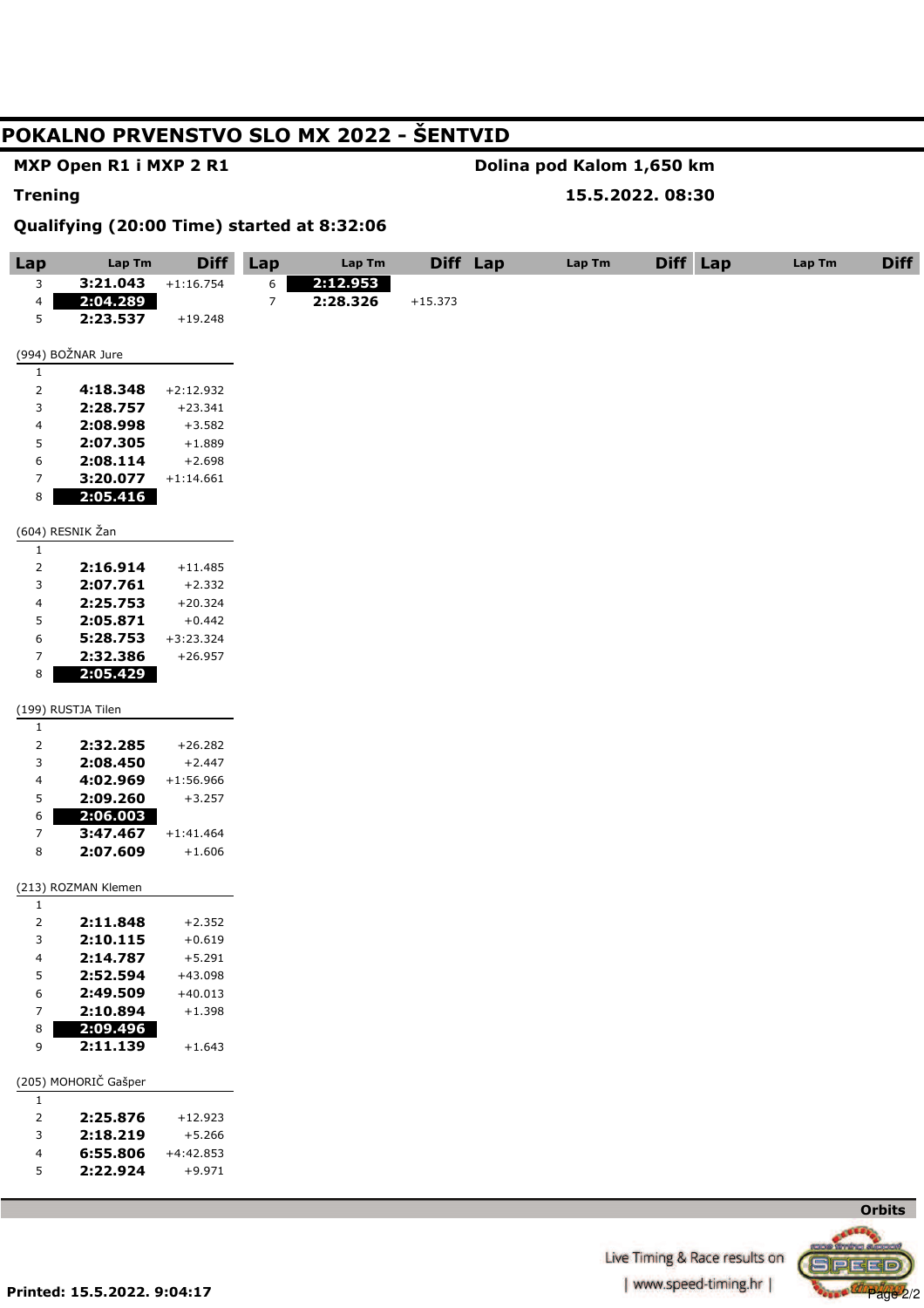# POKALNO PRVENSTVO SLO MX 2022 - ŠENTVID

**MXP Open R1 i MXP 2 R1** **Dolina pod Kalom 1,650 km**

**Trening** **15.5.2022. 08:30**

**Qualifying (20:00 Time) started at 8:32:06**

| Lap | Lap Tm | Diff |
|---|---|---|
| 3 | **3:21.043** | +1:16.754 |
| 4 | **2:04.289** | |
| 5 | **2:23.537** | +19.248 |
| 6 | **2:12.953** | |
| 7 | **2:28.326** | +15.373 |

(994) BOŽNAR Jure

| Lap | Lap Tm | Diff |
|---|---|---|
| 1 | | |
| 2 | **4:18.348** | +2:12.932 |
| 3 | **2:28.757** | +23.341 |
| 4 | **2:08.998** | +3.582 |
| 5 | **2:07.305** | +1.889 |
| 6 | **2:08.114** | +2.698 |
| 7 | **3:20.077** | +1:14.661 |
| 8 | **2:05.416** | |

(604) RESNIK Žan

| Lap | Lap Tm | Diff |
|---|---|---|
| 1 | | |
| 2 | **2:16.914** | +11.485 |
| 3 | **2:07.761** | +2.332 |
| 4 | **2:25.753** | +20.324 |
| 5 | **2:05.871** | +0.442 |
| 6 | **5:28.753** | +3:23.324 |
| 7 | **2:32.386** | +26.957 |
| 8 | **2:05.429** | |

(199) RUSTJA Tilen

| Lap | Lap Tm | Diff |
|---|---|---|
| 1 | | |
| 2 | **2:32.285** | +26.282 |
| 3 | **2:08.450** | +2.447 |
| 4 | **4:02.969** | +1:56.966 |
| 5 | **2:09.260** | +3.257 |
| 6 | **2:06.003** | |
| 7 | **3:47.467** | +1:41.464 |
| 8 | **2:07.609** | +1.606 |

(213) ROZMAN Klemen

| Lap | Lap Tm | Diff |
|---|---|---|
| 1 | | |
| 2 | **2:11.848** | +2.352 |
| 3 | **2:10.115** | +0.619 |
| 4 | **2:14.787** | +5.291 |
| 5 | **2:52.594** | +43.098 |
| 6 | **2:49.509** | +40.013 |
| 7 | **2:10.894** | +1.398 |
| 8 | **2:09.496** | |
| 9 | **2:11.139** | +1.643 |

(205) MOHORIČ Gašper

| Lap | Lap Tm | Diff |
|---|---|---|
| 1 | | |
| 2 | **2:25.876** | +12.923 |
| 3 | **2:18.219** | +5.266 |
| 4 | **6:55.806** | +4:42.853 |
| 5 | **2:22.924** | +9.971 |

**Orbits**

**Printed: 15.5.2022. 9:04:17**

Live Timing & Race results on | www.speed-timing.hr |